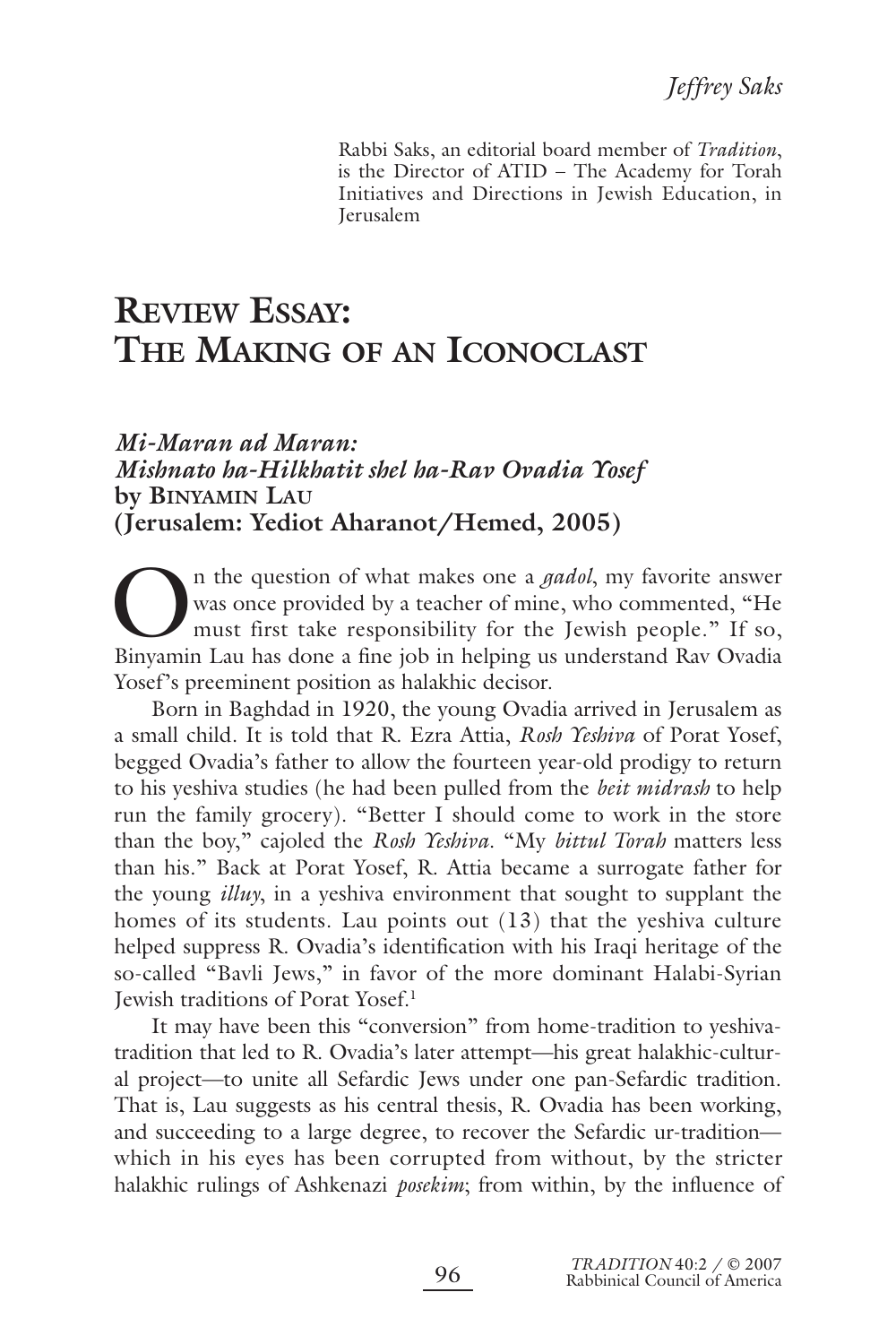# Jeffrey Saks

Rabbi Saks, an editorial board member of *Tradition*, is the Director of ATID – The Academy for Torah Initiatives and Directions in Jewish Education, in Jerusalem

# REVIEW ESSAY: THE MAKING OF AN ICONOCLAST

***Mi-Maran ad Maran: Mishnato ha-Hilkhatit shel ha-Rav Ovadia Yosef***
**by BINYAMIN LAU**
**(Jerusalem: Yediot Aharanot/Hemed, 2005)**

On the question of what makes one a *gadol*, my favorite answer was once provided by a teacher of mine, who commented, "He must first take responsibility for the Jewish people." If so, Binyamin Lau has done a fine job in helping us understand Rav Ovadia Yosef's preeminent position as halakhic decisor.

Born in Baghdad in 1920, the young Ovadia arrived in Jerusalem as a small child. It is told that R. Ezra Attia, *Rosh Yeshiva* of Porat Yosef, begged Ovadia's father to allow the fourteen year-old prodigy to return to his yeshiva studies (he had been pulled from the *beit midrash* to help run the family grocery). "Better I should come to work in the store than the boy," cajoled the *Rosh Yeshiva*. "My *bittul Torah* matters less than his." Back at Porat Yosef, R. Attia became a surrogate father for the young *illuy*, in a yeshiva environment that sought to supplant the homes of its students. Lau points out (13) that the yeshiva culture helped suppress R. Ovadia's identification with his Iraqi heritage of the so-called "Bavli Jews," in favor of the more dominant Halabi-Syrian Jewish traditions of Porat Yosef.[1]

It may have been this "conversion" from home-tradition to yeshiva-tradition that led to R. Ovadia's later attempt—his great halakhic-cultural project—to unite all Sefardic Jews under one pan-Sefardic tradition. That is, Lau suggests as his central thesis, R. Ovadia has been working, and succeeding to a large degree, to recover the Sefardic ur-tradition—which in his eyes has been corrupted from without, by the stricter halakhic rulings of Ashkenazi *posekim*; from within, by the influence of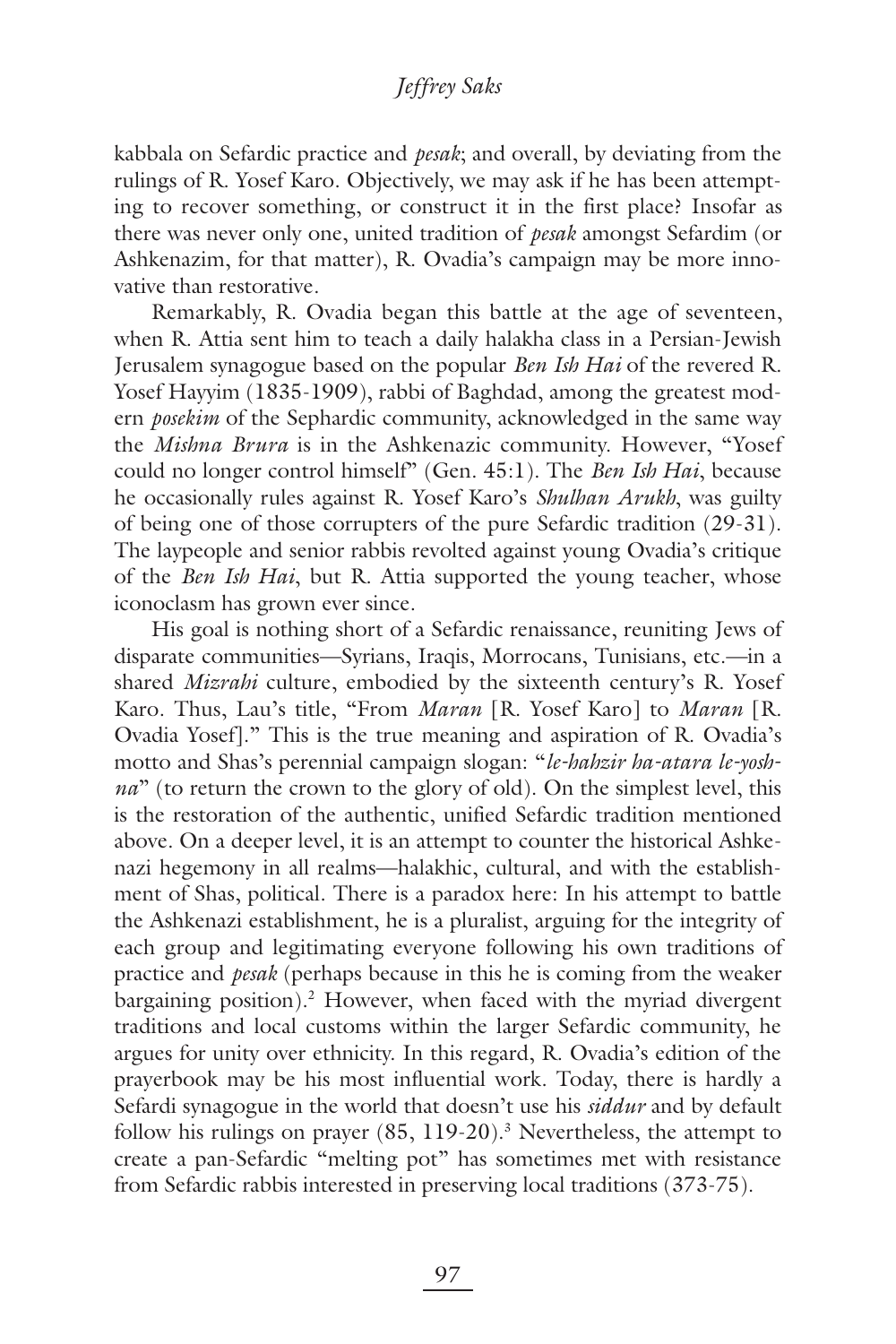kabbala on Sefardic practice and *pesak*; and overall, by deviating from the rulings of R. Yosef Karo. Objectively, we may ask if he has been attempting to recover something, or construct it in the first place? Insofar as there was never only one, united tradition of *pesak* amongst Sefardim (or Ashkenazim, for that matter), R. Ovadia's campaign may be more innovative than restorative.

Remarkably, R. Ovadia began this battle at the age of seventeen, when R. Attia sent him to teach a daily halakha class in a Persian-Jewish Jerusalem synagogue based on the popular *Ben Ish Hai* of the revered R. Yosef Hayyim (1835-1909), rabbi of Baghdad, among the greatest modern *posekim* of the Sephardic community, acknowledged in the same way the *Mishna Brura* is in the Ashkenazic community. However, "Yosef could no longer control himself" (Gen. 45:1). The *Ben Ish Hai*, because he occasionally rules against R. Yosef Karo's *Shulhan Arukh*, was guilty of being one of those corrupters of the pure Sefardic tradition (29-31). The laypeople and senior rabbis revolted against young Ovadia's critique of the *Ben Ish Hai*, but R. Attia supported the young teacher, whose iconoclasm has grown ever since.

His goal is nothing short of a Sefardic renaissance, reuniting Jews of disparate communities—Syrians, Iraqis, Morrocans, Tunisians, etc.—in a shared *Mizrahi* culture, embodied by the sixteenth century's R. Yosef Karo. Thus, Lau's title, "From *Maran* [R. Yosef Karo] to *Maran* [R. Ovadia Yosef]." This is the true meaning and aspiration of R. Ovadia's motto and Shas's perennial campaign slogan: "*le-hahzir ha-atara le-yoshna*" (to return the crown to the glory of old). On the simplest level, this is the restoration of the authentic, unified Sefardic tradition mentioned above. On a deeper level, it is an attempt to counter the historical Ashkenazi hegemony in all realms—halakhic, cultural, and with the establishment of Shas, political. There is a paradox here: In his attempt to battle the Ashkenazi establishment, he is a pluralist, arguing for the integrity of each group and legitimating everyone following his own traditions of practice and *pesak* (perhaps because in this he is coming from the weaker bargaining position).[2] However, when faced with the myriad divergent traditions and local customs within the larger Sefardic community, he argues for unity over ethnicity. In this regard, R. Ovadia's edition of the prayerbook may be his most influential work. Today, there is hardly a Sefardi synagogue in the world that doesn't use his *siddur* and by default follow his rulings on prayer (85, 119-20).[3] Nevertheless, the attempt to create a pan-Sefardic "melting pot" has sometimes met with resistance from Sefardic rabbis interested in preserving local traditions (373-75).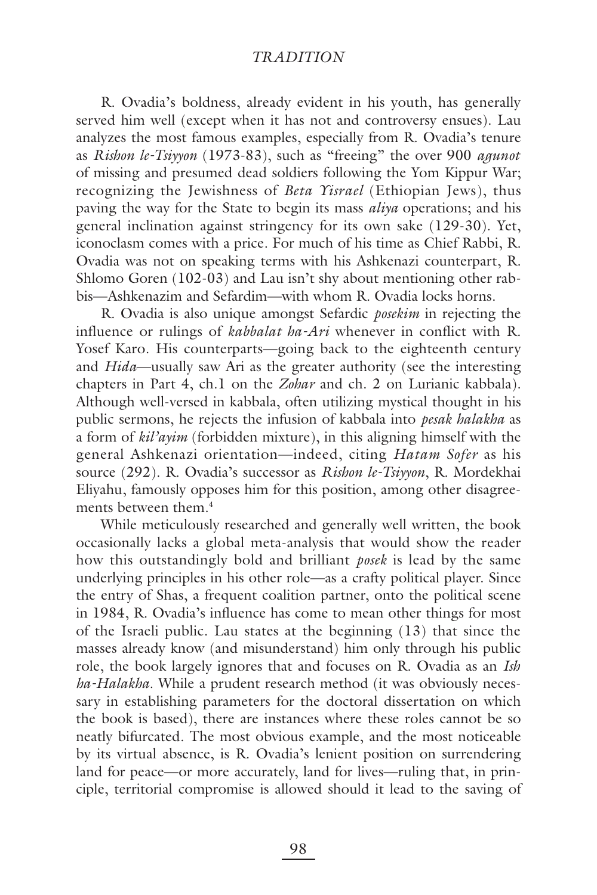R. Ovadia's boldness, already evident in his youth, has generally served him well (except when it has not and controversy ensues). Lau analyzes the most famous examples, especially from R. Ovadia's tenure as *Rishon le-Tsiyyon* (1973-83), such as "freeing" the over 900 *agunot* of missing and presumed dead soldiers following the Yom Kippur War; recognizing the Jewishness of *Beta Yisrael* (Ethiopian Jews), thus paving the way for the State to begin its mass *aliya* operations; and his general inclination against stringency for its own sake (129-30). Yet, iconoclasm comes with a price. For much of his time as Chief Rabbi, R. Ovadia was not on speaking terms with his Ashkenazi counterpart, R. Shlomo Goren (102-03) and Lau isn't shy about mentioning other rabbis—Ashkenazim and Sefardim—with whom R. Ovadia locks horns.

R. Ovadia is also unique amongst Sefardic *posekim* in rejecting the influence or rulings of *kabbalat ha-Ari* whenever in conflict with R. Yosef Karo. His counterparts—going back to the eighteenth century and *Hida*—usually saw Ari as the greater authority (see the interesting chapters in Part 4, ch.1 on the *Zohar* and ch. 2 on Lurianic kabbala). Although well-versed in kabbala, often utilizing mystical thought in his public sermons, he rejects the infusion of kabbala into *pesak halakha* as a form of *kil'ayim* (forbidden mixture), in this aligning himself with the general Ashkenazi orientation—indeed, citing *Hatam Sofer* as his source (292). R. Ovadia's successor as *Rishon le-Tsiyyon*, R. Mordekhai Eliyahu, famously opposes him for this position, among other disagreements between them.[4]

While meticulously researched and generally well written, the book occasionally lacks a global meta-analysis that would show the reader how this outstandingly bold and brilliant *posek* is lead by the same underlying principles in his other role—as a crafty political player. Since the entry of Shas, a frequent coalition partner, onto the political scene in 1984, R. Ovadia's influence has come to mean other things for most of the Israeli public. Lau states at the beginning (13) that since the masses already know (and misunderstand) him only through his public role, the book largely ignores that and focuses on R. Ovadia as an *Ish ha-Halakha*. While a prudent research method (it was obviously necessary in establishing parameters for the doctoral dissertation on which the book is based), there are instances where these roles cannot be so neatly bifurcated. The most obvious example, and the most noticeable by its virtual absence, is R. Ovadia's lenient position on surrendering land for peace—or more accurately, land for lives—ruling that, in principle, territorial compromise is allowed should it lead to the saving of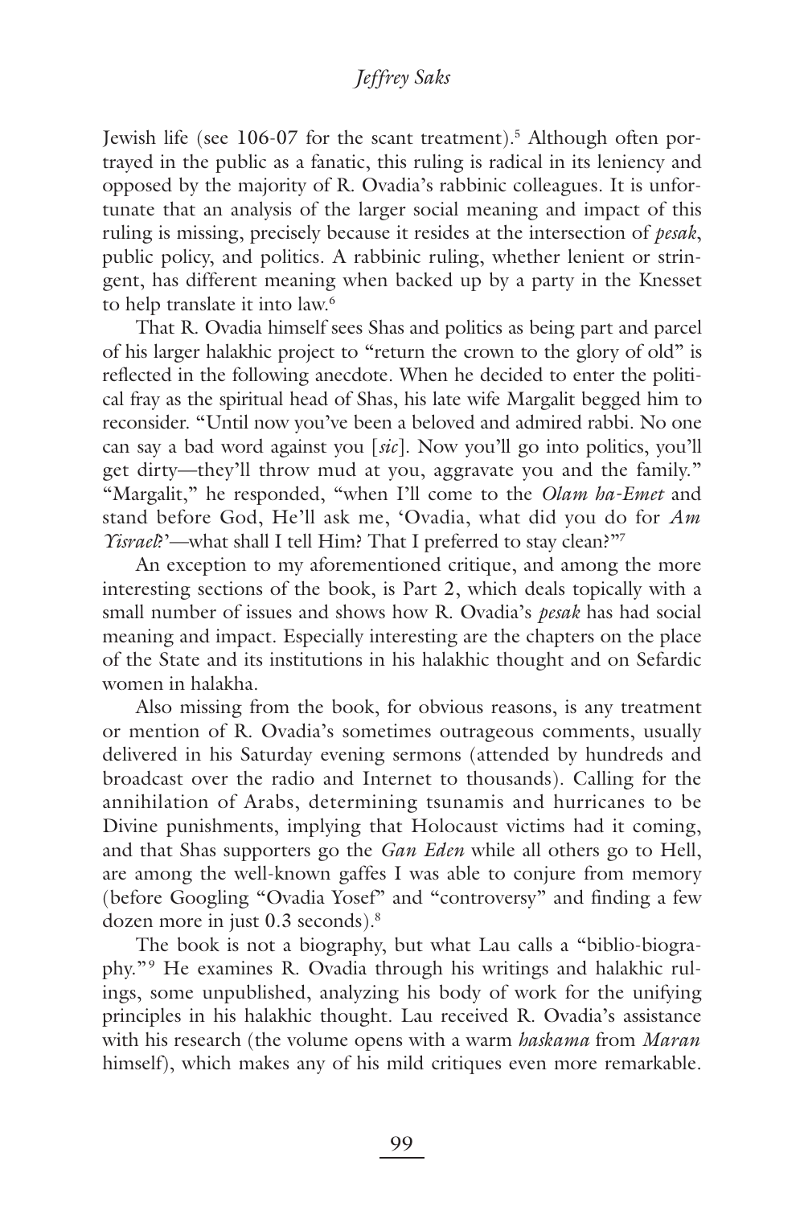Jewish life (see 106-07 for the scant treatment).[5] Although often portrayed in the public as a fanatic, this ruling is radical in its leniency and opposed by the majority of R. Ovadia's rabbinic colleagues. It is unfortunate that an analysis of the larger social meaning and impact of this ruling is missing, precisely because it resides at the intersection of *pesak*, public policy, and politics. A rabbinic ruling, whether lenient or stringent, has different meaning when backed up by a party in the Knesset to help translate it into law.[6]

That R. Ovadia himself sees Shas and politics as being part and parcel of his larger halakhic project to "return the crown to the glory of old" is reflected in the following anecdote. When he decided to enter the political fray as the spiritual head of Shas, his late wife Margalit begged him to reconsider. "Until now you've been a beloved and admired rabbi. No one can say a bad word against you [*sic*]. Now you'll go into politics, you'll get dirty—they'll throw mud at you, aggravate you and the family." "Margalit," he responded, "when I'll come to the *Olam ha-Emet* and stand before God, He'll ask me, 'Ovadia, what did you do for *Am Yisrael*?'—what shall I tell Him? That I preferred to stay clean?"[7]

An exception to my aforementioned critique, and among the more interesting sections of the book, is Part 2, which deals topically with a small number of issues and shows how R. Ovadia's *pesak* has had social meaning and impact. Especially interesting are the chapters on the place of the State and its institutions in his halakhic thought and on Sefardic women in halakha.

Also missing from the book, for obvious reasons, is any treatment or mention of R. Ovadia's sometimes outrageous comments, usually delivered in his Saturday evening sermons (attended by hundreds and broadcast over the radio and Internet to thousands). Calling for the annihilation of Arabs, determining tsunamis and hurricanes to be Divine punishments, implying that Holocaust victims had it coming, and that Shas supporters go the *Gan Eden* while all others go to Hell, are among the well-known gaffes I was able to conjure from memory (before Googling "Ovadia Yosef" and "controversy" and finding a few dozen more in just 0.3 seconds).[8]

The book is not a biography, but what Lau calls a "biblio-biography."[9] He examines R. Ovadia through his writings and halakhic rulings, some unpublished, analyzing his body of work for the unifying principles in his halakhic thought. Lau received R. Ovadia's assistance with his research (the volume opens with a warm *haskama* from *Maran* himself), which makes any of his mild critiques even more remarkable.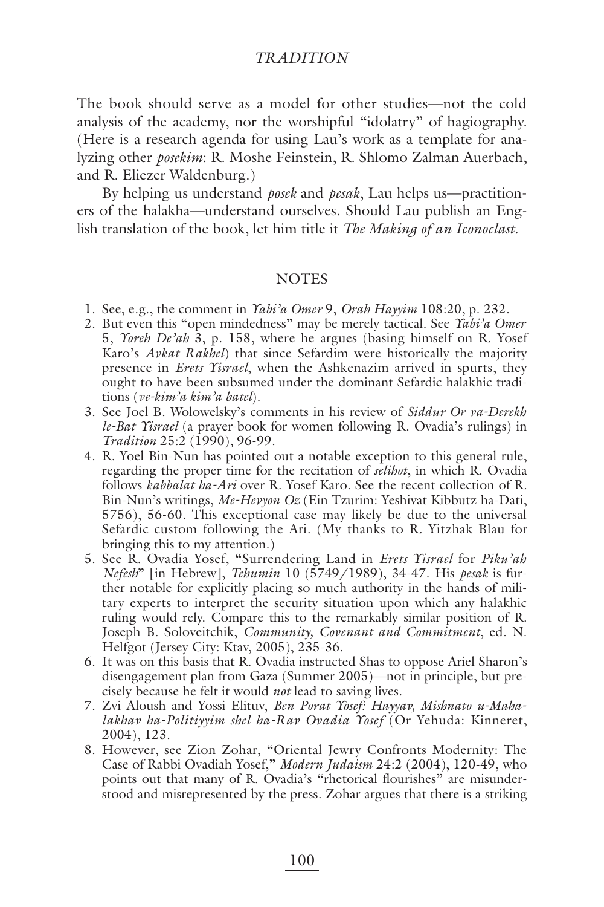The book should serve as a model for other studies—not the cold analysis of the academy, nor the worshipful "idolatry" of hagiography. (Here is a research agenda for using Lau's work as a template for analyzing other *posekim*: R. Moshe Feinstein, R. Shlomo Zalman Auerbach, and R. Eliezer Waldenburg.)

By helping us understand *posek* and *pesak*, Lau helps us—practitioners of the halakha—understand ourselves. Should Lau publish an English translation of the book, let him title it *The Making of an Iconoclast*.

## NOTES

1. See, e.g., the comment in *Yabi'a Omer* 9, *Orah Hayyim* 108:20, p. 232.
2. But even this "open mindedness" may be merely tactical. See *Yabi'a Omer* 5, *Yoreh De'ah* 3, p. 158, where he argues (basing himself on R. Yosef Karo's *Avkat Rakhel*) that since Sefardim were historically the majority presence in *Erets Yisrael*, when the Ashkenazim arrived in spurts, they ought to have been subsumed under the dominant Sefardic halakhic traditions (*ve-kim'a kim'a batel*).
3. See Joel B. Wolowelsky's comments in his review of *Siddur Or va-Derekh le-Bat Yisrael* (a prayer-book for women following R. Ovadia's rulings) in *Tradition* 25:2 (1990), 96-99.
4. R. Yoel Bin-Nun has pointed out a notable exception to this general rule, regarding the proper time for the recitation of *selihot*, in which R. Ovadia follows *kabbalat ha-Ari* over R. Yosef Karo. See the recent collection of R. Bin-Nun's writings, *Me-Hevyon Oz* (Ein Tzurim: Yeshivat Kibbutz ha-Dati, 5756), 56-60. This exceptional case may likely be due to the universal Sefardic custom following the Ari. (My thanks to R. Yitzhak Blau for bringing this to my attention.)
5. See R. Ovadia Yosef, "Surrendering Land in *Erets Yisrael* for *Piku'ah Nefesh*" [in Hebrew], *Tehumin* 10 (5749/1989), 34-47. His *pesak* is further notable for explicitly placing so much authority in the hands of military experts to interpret the security situation upon which any halakhic ruling would rely. Compare this to the remarkably similar position of R. Joseph B. Soloveitchik, *Community, Covenant and Commitment*, ed. N. Helfgot (Jersey City: Ktav, 2005), 235-36.
6. It was on this basis that R. Ovadia instructed Shas to oppose Ariel Sharon's disengagement plan from Gaza (Summer 2005)—not in principle, but precisely because he felt it would *not* lead to saving lives.
7. Zvi Aloush and Yossi Elituv, *Ben Porat Yosef: Hayyav, Mishnato u-Mahalakhav ha-Politiyyim shel ha-Rav Ovadia Yosef* (Or Yehuda: Kinneret, 2004), 123.
8. However, see Zion Zohar, "Oriental Jewry Confronts Modernity: The Case of Rabbi Ovadiah Yosef," *Modern Judaism* 24:2 (2004), 120-49, who points out that many of R. Ovadia's "rhetorical flourishes" are misunderstood and misrepresented by the press. Zohar argues that there is a striking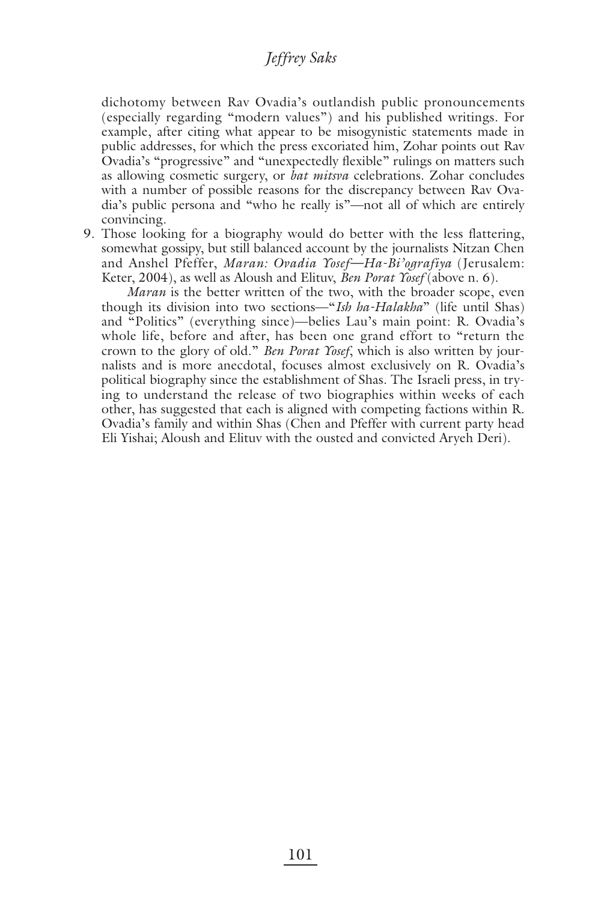dichotomy between Rav Ovadia's outlandish public pronouncements (especially regarding "modern values") and his published writings. For example, after citing what appear to be misogynistic statements made in public addresses, for which the press excoriated him, Zohar points out Rav Ovadia's "progressive" and "unexpectedly flexible" rulings on matters such as allowing cosmetic surgery, or *bat mitsva* celebrations. Zohar concludes with a number of possible reasons for the discrepancy between Rav Ovadia's public persona and "who he really is"—not all of which are entirely convincing.

9. Those looking for a biography would do better with the less flattering, somewhat gossipy, but still balanced account by the journalists Nitzan Chen and Anshel Pfeffer, *Maran: Ovadia Yosef—Ha-Bi'ografiya* (Jerusalem: Keter, 2004), as well as Aloush and Elituv, *Ben Porat Yosef* (above n. 6).

   *Maran* is the better written of the two, with the broader scope, even though its division into two sections—"*Ish ha-Halakha*" (life until Shas) and "Politics" (everything since)—belies Lau's main point: R. Ovadia's whole life, before and after, has been one grand effort to "return the crown to the glory of old." *Ben Porat Yosef*, which is also written by journalists and is more anecdotal, focuses almost exclusively on R. Ovadia's political biography since the establishment of Shas. The Israeli press, in trying to understand the release of two biographies within weeks of each other, has suggested that each is aligned with competing factions within R. Ovadia's family and within Shas (Chen and Pfeffer with current party head Eli Yishai; Aloush and Elituv with the ousted and convicted Aryeh Deri).